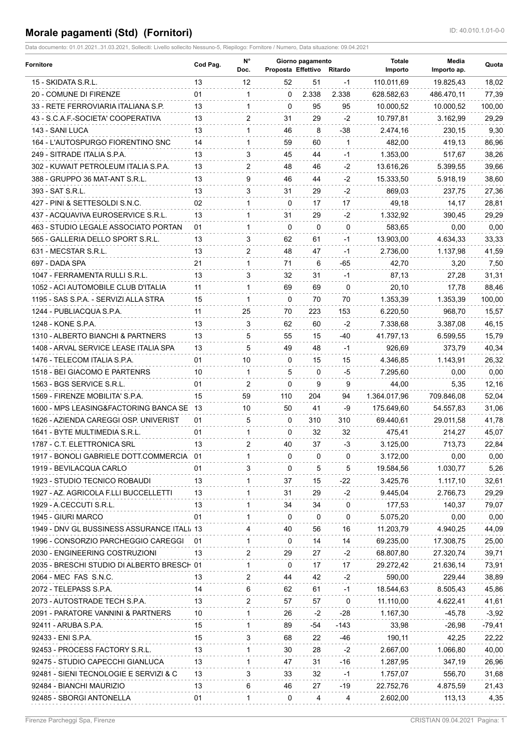# Morale pagamenti (Std) (Fornitori)

ID: 40.010.1.01-0-0

Data documento: 01.01.2021..31.03.2021, Solleciti: Livello sollecito Nessuno-5, Riepilogo: Fornitore / Numero, Data situazione: 09.04.2021

| Fornitore | Cod Pag. | N° Doc. | Giorno pagamento Proposta | Effettivo | Ritardo | Totale Importo | Media Importo ap. | Quota |
|---|---|---|---|---|---|---|---|---|
| 15 - SKIDATA S.R.L. | 13 | 12 | 52 | 51 | -1 | 110.011,69 | 19.825,43 | 18,02 |
| 20 - COMUNE DI FIRENZE | 01 | 1 | 0 | 2.338 | 2.338 | 628.582,63 | 486.470,11 | 77,39 |
| 33 - RETE FERROVIARIA ITALIANA S.P. | 13 | 1 | 0 | 95 | 95 | 10.000,52 | 10.000,52 | 100,00 |
| 43 - S.C.A.F.-SOCIETA' COOPERATIVA | 13 | 2 | 31 | 29 | -2 | 10.797,81 | 3.162,99 | 29,29 |
| 143 - SANI LUCA | 13 | 1 | 46 | 8 | -38 | 2.474,16 | 230,15 | 9,30 |
| 164 - L'AUTOSPURGO FIORENTINO SNC | 14 | 1 | 59 | 60 | 1 | 482,00 | 419,13 | 86,96 |
| 249 - SITRADE ITALIA S.P.A. | 13 | 3 | 45 | 44 | -1 | 1.353,00 | 517,67 | 38,26 |
| 302 - KUWAIT PETROLEUM ITALIA S.P.A. | 13 | 2 | 48 | 46 | -2 | 13.616,26 | 5.399,55 | 39,66 |
| 388 - GRUPPO 36 MAT-ANT S.R.L. | 13 | 9 | 46 | 44 | -2 | 15.333,50 | 5.918,19 | 38,60 |
| 393 - SAT S.R.L. | 13 | 3 | 31 | 29 | -2 | 869,03 | 237,75 | 27,36 |
| 427 - PINI & SETTESOLDI S.N.C. | 02 | 1 | 0 | 17 | 17 | 49,18 | 14,17 | 28,81 |
| 437 - ACQUAVIVA EUROSERVICE S.R.L. | 13 | 1 | 31 | 29 | -2 | 1.332,92 | 390,45 | 29,29 |
| 463 - STUDIO LEGALE ASSOCIATO PORTAN | 01 | 1 | 0 | 0 | 0 | 583,65 | 0,00 | 0,00 |
| 565 - GALLERIA DELLO SPORT S.R.L. | 13 | 3 | 62 | 61 | -1 | 13.903,00 | 4.634,33 | 33,33 |
| 631 - MECSTAR S.R.L. | 13 | 2 | 48 | 47 | -1 | 2.736,00 | 1.137,98 | 41,59 |
| 697 - DADA SPA | 21 | 1 | 71 | 6 | -65 | 42,70 | 3,20 | 7,50 |
| 1047 - FERRAMENTA RULLI S.R.L. | 13 | 3 | 32 | 31 | -1 | 87,13 | 27,28 | 31,31 |
| 1052 - ACI AUTOMOBILE CLUB D'ITALIA | 11 | 1 | 69 | 69 | 0 | 20,10 | 17,78 | 88,46 |
| 1195 - SAS S.P.A. - SERVIZI ALLA STRA | 15 | 1 | 0 | 70 | 70 | 1.353,39 | 1.353,39 | 100,00 |
| 1244 - PUBLIACQUA S.P.A. | 11 | 25 | 70 | 223 | 153 | 6.220,50 | 968,70 | 15,57 |
| 1248 - KONE S.P.A. | 13 | 3 | 62 | 60 | -2 | 7.338,68 | 3.387,08 | 46,15 |
| 1310 - ALBERTO BIANCHI & PARTNERS | 13 | 5 | 55 | 15 | -40 | 41.797,13 | 6.599,55 | 15,79 |
| 1408 - ARVAL SERVICE LEASE ITALIA SPA | 13 | 5 | 49 | 48 | -1 | 926,69 | 373,79 | 40,34 |
| 1476 - TELECOM ITALIA S.P.A. | 01 | 10 | 0 | 15 | 15 | 4.346,85 | 1.143,91 | 26,32 |
| 1518 - BEI GIACOMO E PARTENRS | 10 | 1 | 5 | 0 | -5 | 7.295,60 | 0,00 | 0,00 |
| 1563 - BGS SERVICE S.R.L. | 01 | 2 | 0 | 9 | 9 | 44,00 | 5,35 | 12,16 |
| 1569 - FIRENZE MOBILITA' S.P.A. | 15 | 59 | 110 | 204 | 94 | 1.364.017,96 | 709.846,08 | 52,04 |
| 1600 - MPS LEASING&FACTORING BANCA SE | 13 | 10 | 50 | 41 | -9 | 175.649,60 | 54.557,83 | 31,06 |
| 1626 - AZIENDA CAREGGI OSP. UNIVERIST | 01 | 5 | 0 | 310 | 310 | 69.440,61 | 29.011,58 | 41,78 |
| 1641 - BYTE MULTIMEDIA S.R.L. | 01 | 1 | 0 | 32 | 32 | 475,41 | 214,27 | 45,07 |
| 1787 - C.T. ELETTRONICA SRL | 13 | 2 | 40 | 37 | -3 | 3.125,00 | 713,73 | 22,84 |
| 1917 - BONOLI GABRIELE DOTT.COMMERCIA | 01 | 1 | 0 | 0 | 0 | 3.172,00 | 0,00 | 0,00 |
| 1919 - BEVILACQUA CARLO | 01 | 3 | 0 | 5 | 5 | 19.584,56 | 1.030,77 | 5,26 |
| 1923 - STUDIO TECNICO ROBAUDI | 13 | 1 | 37 | 15 | -22 | 3.425,76 | 1.117,10 | 32,61 |
| 1927 - AZ. AGRICOLA F.LLI BUCCELLETTI | 13 | 1 | 31 | 29 | -2 | 9.445,04 | 2.766,73 | 29,29 |
| 1929 - A.CECCUTI S.R.L. | 13 | 1 | 34 | 34 | 0 | 177,53 | 140,37 | 79,07 |
| 1945 - GIURI MARCO | 01 | 1 | 0 | 0 | 0 | 5.075,20 | 0,00 | 0,00 |
| 1949 - DNV GL BUSSINESS ASSURANCE ITALI | 13 | 4 | 40 | 56 | 16 | 11.203,79 | 4.940,25 | 44,09 |
| 1996 - CONSORZIO PARCHEGGIO CAREGGI | 01 | 1 | 0 | 14 | 14 | 69.235,00 | 17.308,75 | 25,00 |
| 2030 - ENGINEERING COSTRUZIONI | 13 | 2 | 29 | 27 | -2 | 68.807,80 | 27.320,74 | 39,71 |
| 2035 - BRESCHI STUDIO DI ALBERTO BRESCH | 01 | 1 | 0 | 17 | 17 | 29.272,42 | 21.636,14 | 73,91 |
| 2064 - MEC FAS S.N.C. | 13 | 2 | 44 | 42 | -2 | 590,00 | 229,44 | 38,89 |
| 2072 - TELEPASS S.P.A. | 14 | 6 | 62 | 61 | -1 | 18.544,63 | 8.505,43 | 45,86 |
| 2073 - AUTOSTRADE TECH S.P.A. | 13 | 2 | 57 | 57 | 0 | 11.110,00 | 4.622,41 | 41,61 |
| 2091 - PARATORE VANNINI & PARTNERS | 10 | 1 | 26 | -2 | -28 | 1.167,30 | -45,78 | -3,92 |
| 92411 - ARUBA S.P.A. | 15 | 1 | 89 | -54 | -143 | 33,98 | -26,98 | -79,41 |
| 92433 - ENI S.P.A. | 15 | 3 | 68 | 22 | -46 | 190,11 | 42,25 | 22,22 |
| 92453 - PROCESS FACTORY S.R.L. | 13 | 1 | 30 | 28 | -2 | 2.667,00 | 1.066,80 | 40,00 |
| 92475 - STUDIO CAPECCHI GIANLUCA | 13 | 1 | 47 | 31 | -16 | 1.287,95 | 347,19 | 26,96 |
| 92481 - SIENI TECNOLOGIE E SERVIZI & C | 13 | 3 | 33 | 32 | -1 | 1.757,07 | 556,70 | 31,68 |
| 92484 - BIANCHI MAURIZIO | 13 | 6 | 46 | 27 | -19 | 22.752,76 | 4.875,59 | 21,43 |
| 92485 - SBORGI ANTONELLA | 01 | 1 | 0 | 4 | 4 | 2.602,00 | 113,13 | 4,35 |

Firenze Parcheggi Spa, Firenze

CRISTIAN 09.04.2021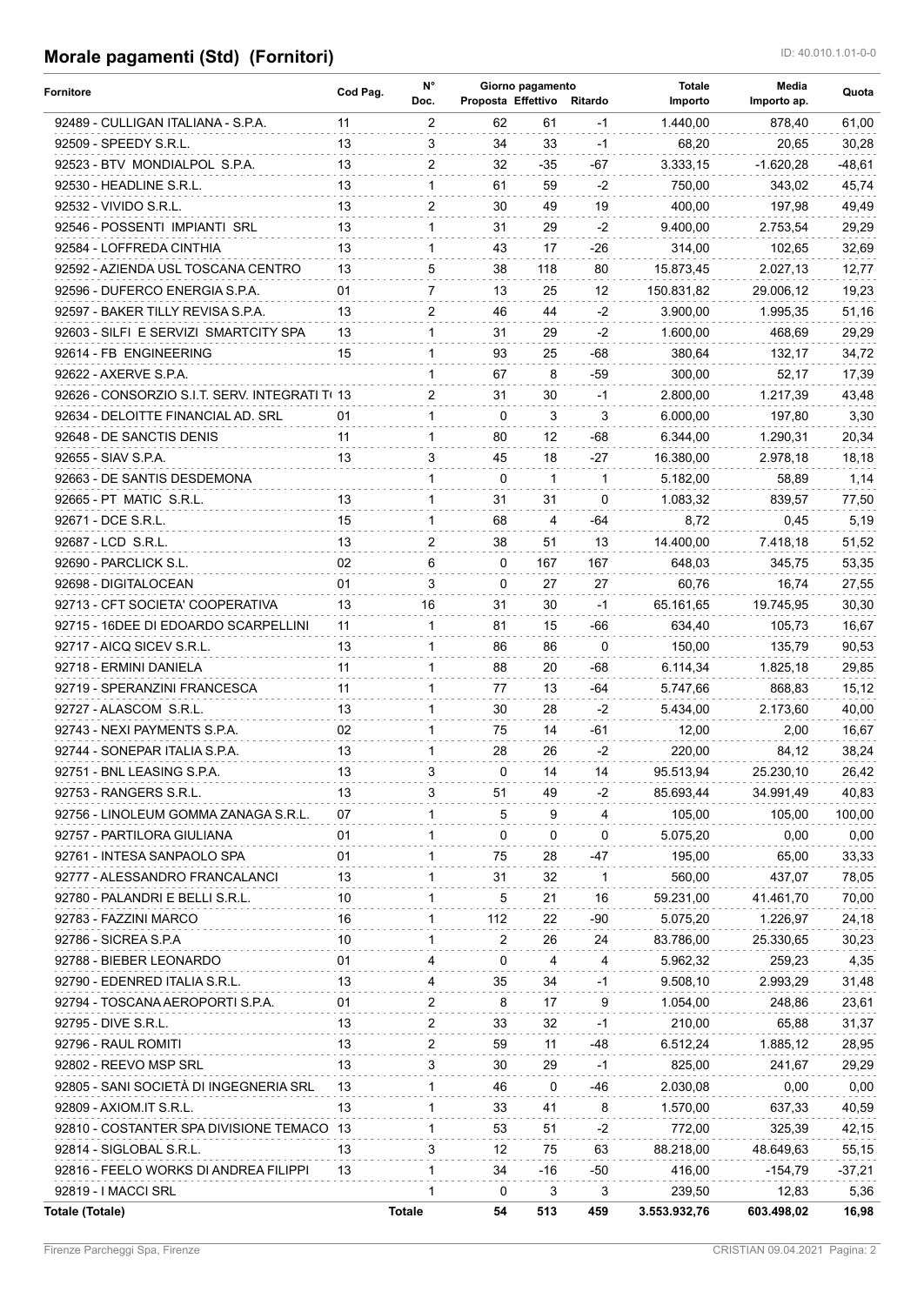## Morale pagamenti (Std) (Fornitori)

ID: 40.010.1.01-0-0

| Fornitore | Cod Pag. | N° Doc. | Giorno pagamento Proposta | Giorno pagamento Effettivo | Ritardo | Totale Importo | Media Importo ap. | Quota |
|---|---|---|---|---|---|---|---|---|
| 92489 - CULLIGAN ITALIANA - S.P.A. | 11 | 2 | 62 | 61 | -1 | 1.440,00 | 878,40 | 61,00 |
| 92509 - SPEEDY S.R.L. | 13 | 3 | 34 | 33 | -1 | 68,20 | 20,65 | 30,28 |
| 92523 - BTV MONDIALPOL S.P.A. | 13 | 2 | 32 | -35 | -67 | 3.333,15 | -1.620,28 | -48,61 |
| 92530 - HEADLINE S.R.L. | 13 | 1 | 61 | 59 | -2 | 750,00 | 343,02 | 45,74 |
| 92532 - VIVIDO S.R.L. | 13 | 2 | 30 | 49 | 19 | 400,00 | 197,98 | 49,49 |
| 92546 - POSSENTI IMPIANTI SRL | 13 | 1 | 31 | 29 | -2 | 9.400,00 | 2.753,54 | 29,29 |
| 92584 - LOFFREDA CINTHIA | 13 | 1 | 43 | 17 | -26 | 314,00 | 102,65 | 32,69 |
| 92592 - AZIENDA USL TOSCANA CENTRO | 13 | 5 | 38 | 118 | 80 | 15.873,45 | 2.027,13 | 12,77 |
| 92596 - DUFERCO ENERGIA S.P.A. | 01 | 7 | 13 | 25 | 12 | 150.831,82 | 29.006,12 | 19,23 |
| 92597 - BAKER TILLY REVISA S.P.A. | 13 | 2 | 46 | 44 | -2 | 3.900,00 | 1.995,35 | 51,16 |
| 92603 - SILFI E SERVIZI SMARTCITY SPA | 13 | 1 | 31 | 29 | -2 | 1.600,00 | 468,69 | 29,29 |
| 92614 - FB ENGINEERING | 15 | 1 | 93 | 25 | -68 | 380,64 | 132,17 | 34,72 |
| 92622 - AXERVE S.P.A. | | 1 | 67 | 8 | -59 | 300,00 | 52,17 | 17,39 |
| 92626 - CONSORZIO S.I.T. SERV. INTEGRATI T | 13 | 2 | 31 | 30 | -1 | 2.800,00 | 1.217,39 | 43,48 |
| 92634 - DELOITTE FINANCIAL AD. SRL | 01 | 1 | 0 | 3 | 3 | 6.000,00 | 197,80 | 3,30 |
| 92648 - DE SANCTIS DENIS | 11 | 1 | 80 | 12 | -68 | 6.344,00 | 1.290,31 | 20,34 |
| 92655 - SIAV S.P.A. | 13 | 3 | 45 | 18 | -27 | 16.380,00 | 2.978,18 | 18,18 |
| 92663 - DE SANTIS DESDEMONA | | 1 | 0 | 1 | 1 | 5.182,00 | 58,89 | 1,14 |
| 92665 - PT MATIC S.R.L. | 13 | 1 | 31 | 31 | 0 | 1.083,32 | 839,57 | 77,50 |
| 92671 - DCE S.R.L. | 15 | 1 | 68 | 4 | -64 | 8,72 | 0,45 | 5,19 |
| 92687 - LCD S.R.L. | 13 | 2 | 38 | 51 | 13 | 14.400,00 | 7.418,18 | 51,52 |
| 92690 - PARCLICK S.L. | 02 | 6 | 0 | 167 | 167 | 648,03 | 345,75 | 53,35 |
| 92698 - DIGITALOCEAN | 01 | 3 | 0 | 27 | 27 | 60,76 | 16,74 | 27,55 |
| 92713 - CFT SOCIETA' COOPERATIVA | 13 | 16 | 31 | 30 | -1 | 65.161,65 | 19.745,95 | 30,30 |
| 92715 - 16DEE DI EDOARDO SCARPELLINI | 11 | 1 | 81 | 15 | -66 | 634,40 | 105,73 | 16,67 |
| 92717 - AICQ SICEV S.R.L. | 13 | 1 | 86 | 86 | 0 | 150,00 | 135,79 | 90,53 |
| 92718 - ERMINI DANIELA | 11 | 1 | 88 | 20 | -68 | 6.114,34 | 1.825,18 | 29,85 |
| 92719 - SPERANZINI FRANCESCA | 11 | 1 | 77 | 13 | -64 | 5.747,66 | 868,83 | 15,12 |
| 92727 - ALASCOM S.R.L. | 13 | 1 | 30 | 28 | -2 | 5.434,00 | 2.173,60 | 40,00 |
| 92743 - NEXI PAYMENTS S.P.A. | 02 | 1 | 75 | 14 | -61 | 12,00 | 2,00 | 16,67 |
| 92744 - SONEPAR ITALIA S.P.A. | 13 | 1 | 28 | 26 | -2 | 220,00 | 84,12 | 38,24 |
| 92751 - BNL LEASING S.P.A. | 13 | 3 | 0 | 14 | 14 | 95.513,94 | 25.230,10 | 26,42 |
| 92753 - RANGERS S.R.L. | 13 | 3 | 51 | 49 | -2 | 85.693,44 | 34.991,49 | 40,83 |
| 92756 - LINOLEUM GOMMA ZANAGA S.R.L. | 07 | 1 | 5 | 9 | 4 | 105,00 | 105,00 | 100,00 |
| 92757 - PARTILORA GIULIANA | 01 | 1 | 0 | 0 | 0 | 5.075,20 | 0,00 | 0,00 |
| 92761 - INTESA SANPAOLO SPA | 01 | 1 | 75 | 28 | -47 | 195,00 | 65,00 | 33,33 |
| 92777 - ALESSANDRO FRANCALANCI | 13 | 1 | 31 | 32 | 1 | 560,00 | 437,07 | 78,05 |
| 92780 - PALANDRI E BELLI S.R.L. | 10 | 1 | 5 | 21 | 16 | 59.231,00 | 41.461,70 | 70,00 |
| 92783 - FAZZINI MARCO | 16 | 1 | 112 | 22 | -90 | 5.075,20 | 1.226,97 | 24,18 |
| 92786 - SICREA S.P.A | 10 | 1 | 2 | 26 | 24 | 83.786,00 | 25.330,65 | 30,23 |
| 92788 - BIEBER LEONARDO | 01 | 4 | 0 | 4 | 4 | 5.962,32 | 259,23 | 4,35 |
| 92790 - EDENRED ITALIA S.R.L. | 13 | 4 | 35 | 34 | -1 | 9.508,10 | 2.993,29 | 31,48 |
| 92794 - TOSCANA AEROPORTI S.P.A. | 01 | 2 | 8 | 17 | 9 | 1.054,00 | 248,86 | 23,61 |
| 92795 - DIVE S.R.L. | 13 | 2 | 33 | 32 | -1 | 210,00 | 65,88 | 31,37 |
| 92796 - RAUL ROMITI | 13 | 2 | 59 | 11 | -48 | 6.512,24 | 1.885,12 | 28,95 |
| 92802 - REEVO MSP SRL | 13 | 3 | 30 | 29 | -1 | 825,00 | 241,67 | 29,29 |
| 92805 - SANI SOCIETÀ DI INGEGNERIA SRL | 13 | 1 | 46 | 0 | -46 | 2.030,08 | 0,00 | 0,00 |
| 92809 - AXIOM.IT S.R.L. | 13 | 1 | 33 | 41 | 8 | 1.570,00 | 637,33 | 40,59 |
| 92810 - COSTANTER SPA DIVISIONE TEMACO | 13 | 1 | 53 | 51 | -2 | 772,00 | 325,39 | 42,15 |
| 92814 - SIGLOBAL S.R.L. | 13 | 3 | 12 | 75 | 63 | 88.218,00 | 48.649,63 | 55,15 |
| 92816 - FEELO WORKS DI ANDREA FILIPPI | 13 | 1 | 34 | -16 | -50 | 416,00 | -154,79 | -37,21 |
| 92819 - I MACCI SRL | | 1 | 0 | 3 | 3 | 239,50 | 12,83 | 5,36 |
| **Totale (Totale)** | | **Totale** | **54** | **513** | **459** | **3.553.932,76** | **603.498,02** | **16,98** |

Firenze Parcheggi Spa, Firenze — CRISTIAN 09.04.2021